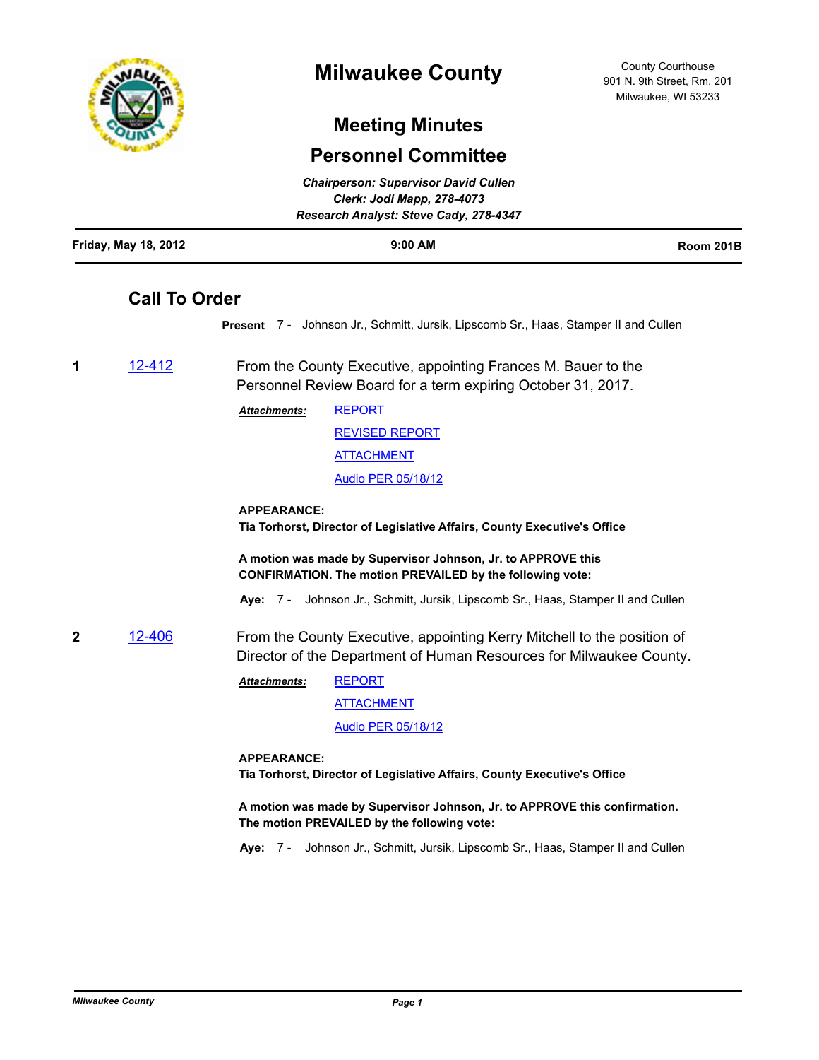# Milwaukee County

County Courthouse
901 N. 9th Street, Rm. 201
Milwaukee, WI 53233

## Meeting Minutes

## Personnel Committee

***Chairperson: Supervisor David Cullen***
***Clerk: Jodi Mapp, 278-4073***
***Research Analyst: Steve Cady, 278-4347***

**Friday, May 18, 2012** | **9:00 AM** | **Room 201B**

## Call To Order

**Present** 7 - Johnson Jr., Schmitt, Jursik, Lipscomb Sr., Haas, Stamper II and Cullen

**1** 12-412 From the County Executive, appointing Frances M. Bauer to the Personnel Review Board for a term expiring October 31, 2017.

***Attachments:*** REPORT
REVISED REPORT
ATTACHMENT
Audio PER 05/18/12

**APPEARANCE:**
**Tia Torhorst, Director of Legislative Affairs, County Executive's Office**

**A motion was made by Supervisor Johnson, Jr. to APPROVE this CONFIRMATION. The motion PREVAILED by the following vote:**

**Aye:** 7 - Johnson Jr., Schmitt, Jursik, Lipscomb Sr., Haas, Stamper II and Cullen

**2** 12-406 From the County Executive, appointing Kerry Mitchell to the position of Director of the Department of Human Resources for Milwaukee County.

***Attachments:*** REPORT
ATTACHMENT
Audio PER 05/18/12

**APPEARANCE:**
**Tia Torhorst, Director of Legislative Affairs, County Executive's Office**

**A motion was made by Supervisor Johnson, Jr. to APPROVE this confirmation. The motion PREVAILED by the following vote:**

**Aye:** 7 - Johnson Jr., Schmitt, Jursik, Lipscomb Sr., Haas, Stamper II and Cullen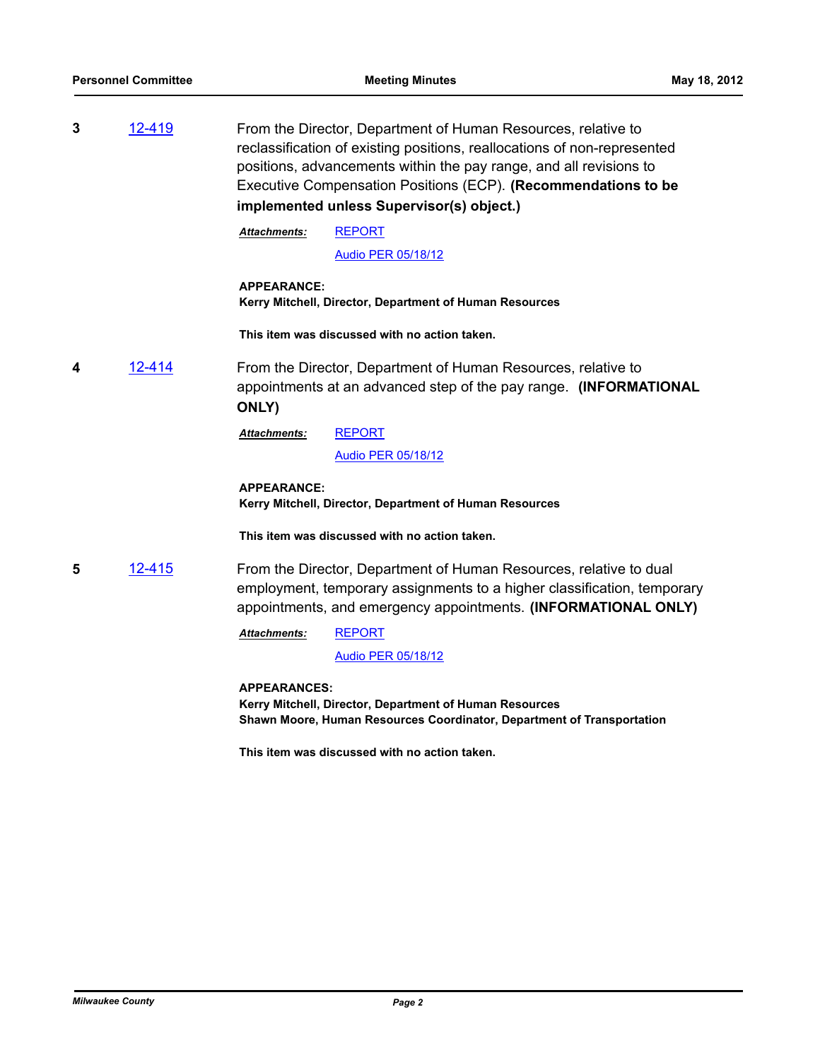**3** [12-419]

From the Director, Department of Human Resources, relative to reclassification of existing positions, reallocations of non-represented positions, advancements within the pay range, and all revisions to Executive Compensation Positions (ECP). **(Recommendations to be implemented unless Supervisor(s) object.)**

***Attachments:*** REPORT

Audio PER 05/18/12

**APPEARANCE:**
**Kerry Mitchell, Director, Department of Human Resources**

**This item was discussed with no action taken.**

**4** [12-414]

From the Director, Department of Human Resources, relative to appointments at an advanced step of the pay range. **(INFORMATIONAL ONLY)**

***Attachments:*** REPORT

Audio PER 05/18/12

**APPEARANCE:**
**Kerry Mitchell, Director, Department of Human Resources**

**This item was discussed with no action taken.**

**5** [12-415]

From the Director, Department of Human Resources, relative to dual employment, temporary assignments to a higher classification, temporary appointments, and emergency appointments. **(INFORMATIONAL ONLY)**

***Attachments:*** REPORT

Audio PER 05/18/12

**APPEARANCES:**
**Kerry Mitchell, Director, Department of Human Resources**
**Shawn Moore, Human Resources Coordinator, Department of Transportation**

**This item was discussed with no action taken.**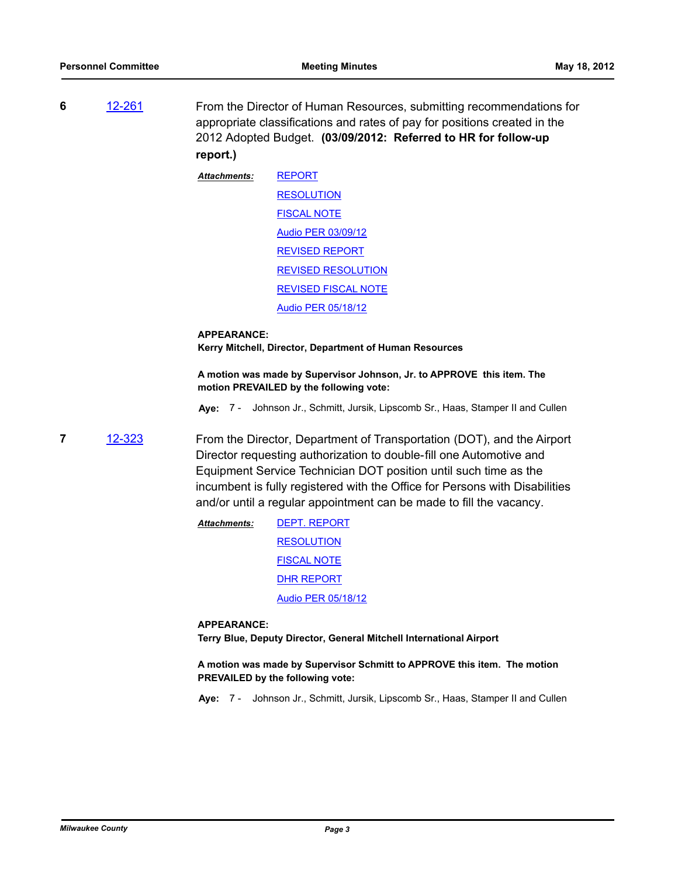**6** 12-261

From the Director of Human Resources, submitting recommendations for appropriate classifications and rates of pay for positions created in the 2012 Adopted Budget. **(03/09/2012: Referred to HR for follow-up report.)**

***Attachments:***
REPORT
RESOLUTION
FISCAL NOTE
Audio PER 03/09/12
REVISED REPORT
REVISED RESOLUTION
REVISED FISCAL NOTE
Audio PER 05/18/12

**APPEARANCE:**
**Kerry Mitchell, Director, Department of Human Resources**

**A motion was made by Supervisor Johnson, Jr. to APPROVE this item. The motion PREVAILED by the following vote:**

**Aye:** 7 - Johnson Jr., Schmitt, Jursik, Lipscomb Sr., Haas, Stamper II and Cullen

**7** 12-323

From the Director, Department of Transportation (DOT), and the Airport Director requesting authorization to double-fill one Automotive and Equipment Service Technician DOT position until such time as the incumbent is fully registered with the Office for Persons with Disabilities and/or until a regular appointment can be made to fill the vacancy.

***Attachments:***
DEPT. REPORT
RESOLUTION
FISCAL NOTE
DHR REPORT
Audio PER 05/18/12

**APPEARANCE:**
**Terry Blue, Deputy Director, General Mitchell International Airport**

**A motion was made by Supervisor Schmitt to APPROVE this item. The motion PREVAILED by the following vote:**

**Aye:** 7 - Johnson Jr., Schmitt, Jursik, Lipscomb Sr., Haas, Stamper II and Cullen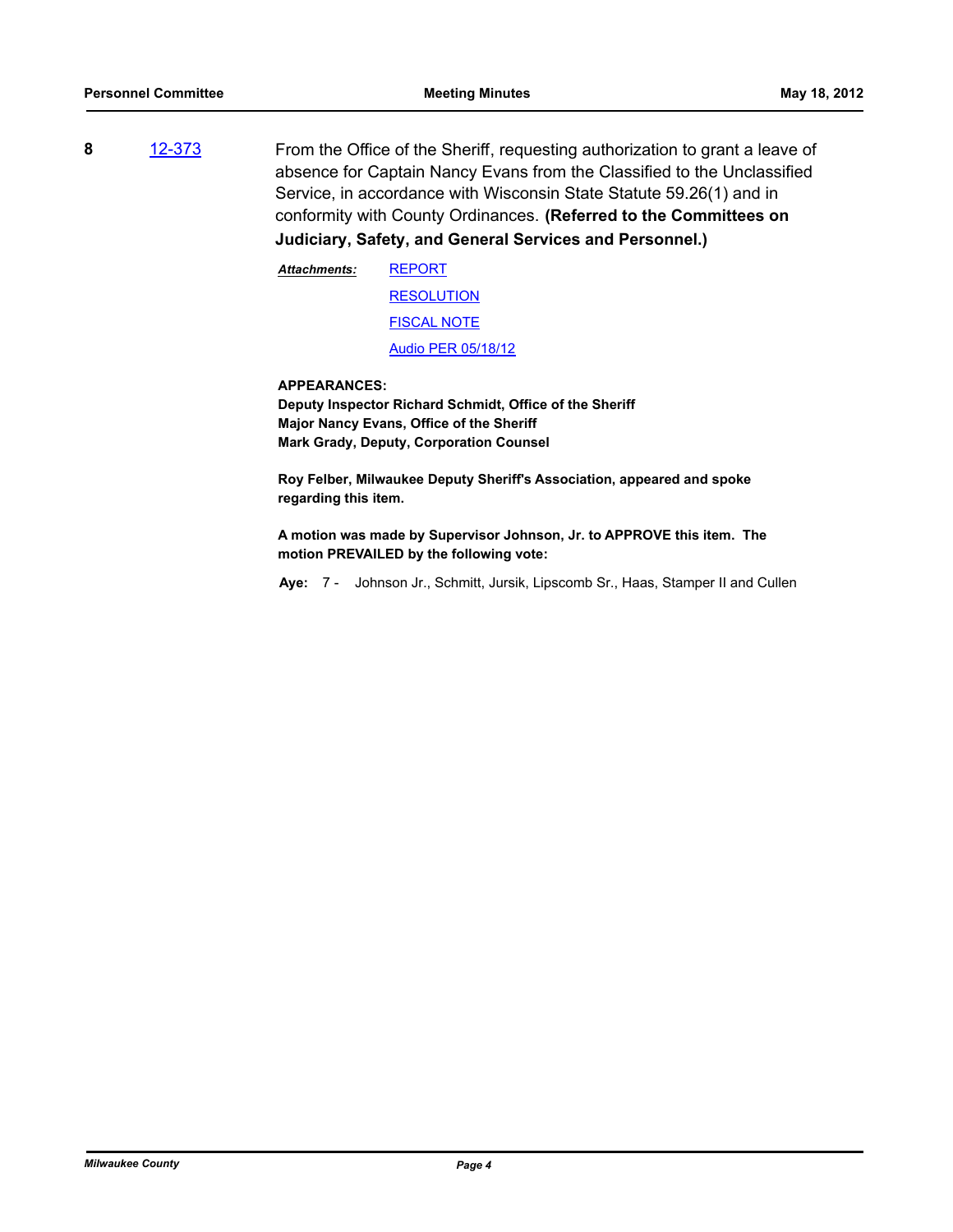**8** 12-373

From the Office of the Sheriff, requesting authorization to grant a leave of absence for Captain Nancy Evans from the Classified to the Unclassified Service, in accordance with Wisconsin State Statute 59.26(1) and in conformity with County Ordinances. **(Referred to the Committees on Judiciary, Safety, and General Services and Personnel.)**

***Attachments:*** REPORT
RESOLUTION
FISCAL NOTE
Audio PER 05/18/12

**APPEARANCES:**
**Deputy Inspector Richard Schmidt, Office of the Sheriff**
**Major Nancy Evans, Office of the Sheriff**
**Mark Grady, Deputy, Corporation Counsel**

**Roy Felber, Milwaukee Deputy Sheriff's Association, appeared and spoke regarding this item.**

**A motion was made by Supervisor Johnson, Jr. to APPROVE this item. The motion PREVAILED by the following vote:**

**Aye:** 7 - Johnson Jr., Schmitt, Jursik, Lipscomb Sr., Haas, Stamper II and Cullen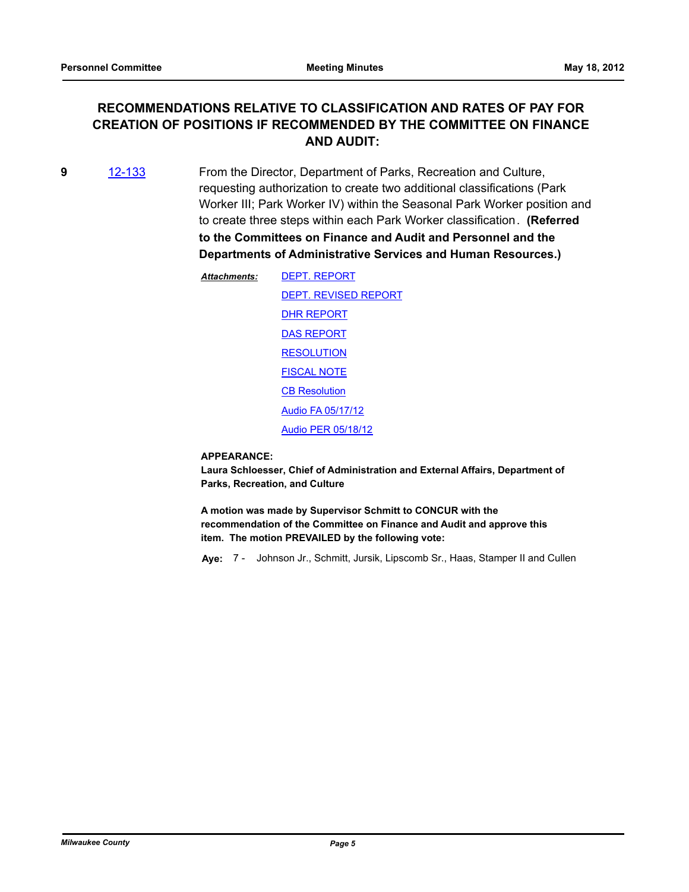## RECOMMENDATIONS RELATIVE TO CLASSIFICATION AND RATES OF PAY FOR CREATION OF POSITIONS IF RECOMMENDED BY THE COMMITTEE ON FINANCE AND AUDIT:

**9** 12-133

From the Director, Department of Parks, Recreation and Culture, requesting authorization to create two additional classifications (Park Worker III; Park Worker IV) within the Seasonal Park Worker position and to create three steps within each Park Worker classification. **(Referred to the Committees on Finance and Audit and Personnel and the Departments of Administrative Services and Human Resources.)**

***Attachments:*** DEPT. REPORT
DEPT. REVISED REPORT
DHR REPORT
DAS REPORT
RESOLUTION
FISCAL NOTE
CB Resolution
Audio FA 05/17/12
Audio PER 05/18/12

**APPEARANCE:**
**Laura Schloesser, Chief of Administration and External Affairs, Department of Parks, Recreation, and Culture**

**A motion was made by Supervisor Schmitt to CONCUR with the recommendation of the Committee on Finance and Audit and approve this item. The motion PREVAILED by the following vote:**

**Aye:** 7 - Johnson Jr., Schmitt, Jursik, Lipscomb Sr., Haas, Stamper II and Cullen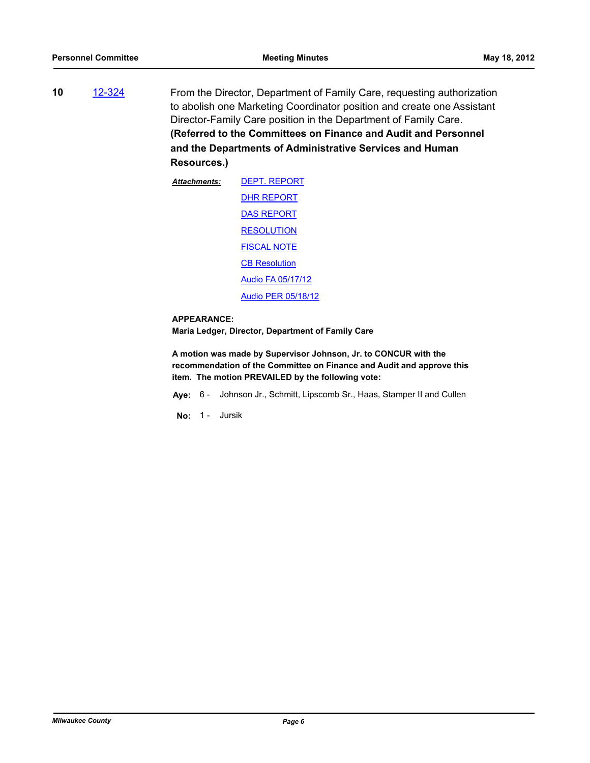**10** 12-324

From the Director, Department of Family Care, requesting authorization to abolish one Marketing Coordinator position and create one Assistant Director-Family Care position in the Department of Family Care.

**(Referred to the Committees on Finance and Audit and Personnel and the Departments of Administrative Services and Human Resources.)**

***Attachments:***
DEPT. REPORT
DHR REPORT
DAS REPORT
RESOLUTION
FISCAL NOTE
CB Resolution
Audio FA 05/17/12
Audio PER 05/18/12

**APPEARANCE:**
**Maria Ledger, Director, Department of Family Care**

**A motion was made by Supervisor Johnson, Jr. to CONCUR with the recommendation of the Committee on Finance and Audit and approve this item. The motion PREVAILED by the following vote:**

**Aye:** 6 - Johnson Jr., Schmitt, Lipscomb Sr., Haas, Stamper II and Cullen

**No:** 1 - Jursik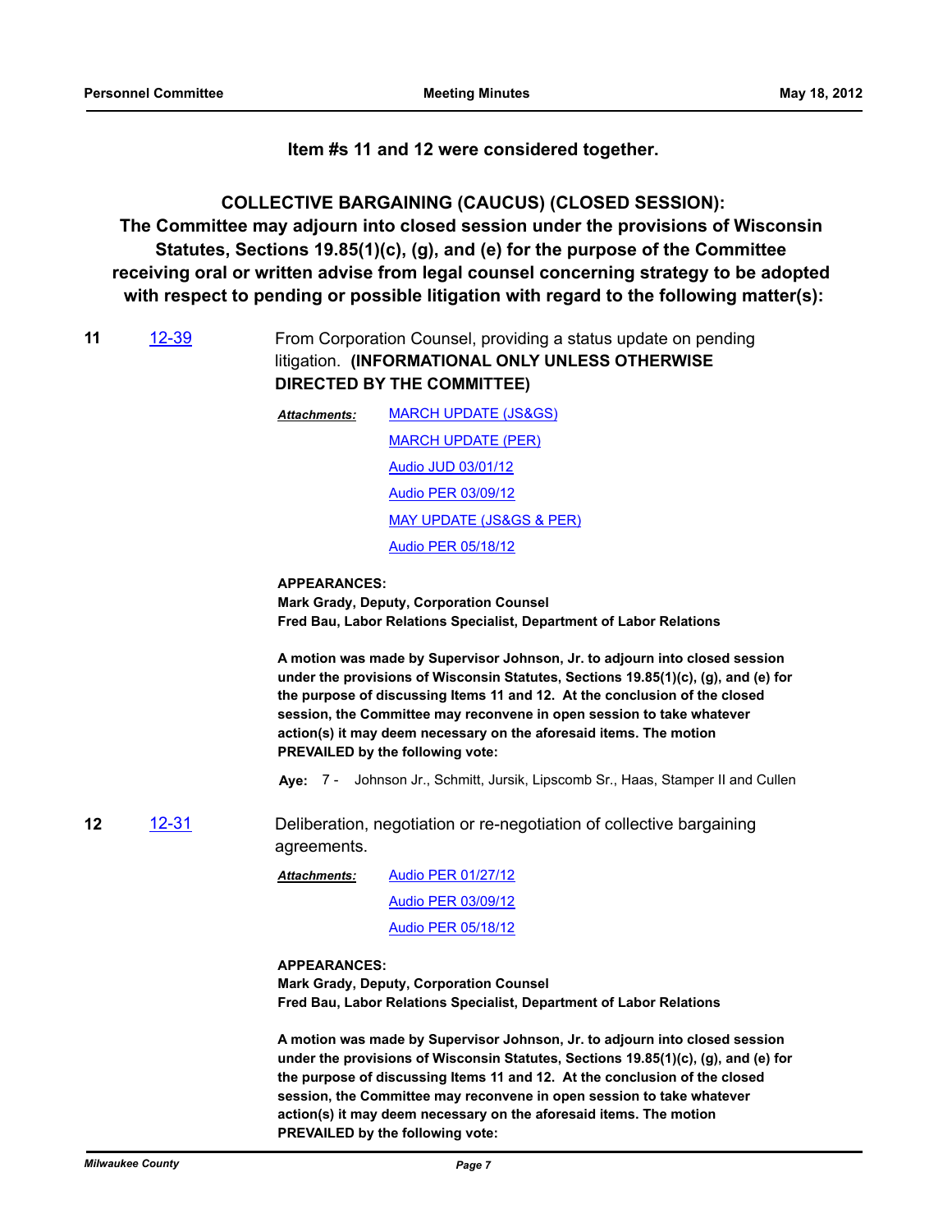**Item #s 11 and 12 were considered together.**

## COLLECTIVE BARGAINING (CAUCUS) (CLOSED SESSION): The Committee may adjourn into closed session under the provisions of Wisconsin Statutes, Sections 19.85(1)(c), (g), and (e) for the purpose of the Committee receiving oral or written advise from legal counsel concerning strategy to be adopted with respect to pending or possible litigation with regard to the following matter(s):

**11** 12-39 From Corporation Counsel, providing a status update on pending litigation. **(INFORMATIONAL ONLY UNLESS OTHERWISE DIRECTED BY THE COMMITTEE)**

***Attachments:*** MARCH UPDATE (JS&GS)
MARCH UPDATE (PER)
Audio JUD 03/01/12
Audio PER 03/09/12
MAY UPDATE (JS&GS & PER)
Audio PER 05/18/12

**APPEARANCES:**
**Mark Grady, Deputy, Corporation Counsel**
**Fred Bau, Labor Relations Specialist, Department of Labor Relations**

**A motion was made by Supervisor Johnson, Jr. to adjourn into closed session under the provisions of Wisconsin Statutes, Sections 19.85(1)(c), (g), and (e) for the purpose of discussing Items 11 and 12. At the conclusion of the closed session, the Committee may reconvene in open session to take whatever action(s) it may deem necessary on the aforesaid items. The motion PREVAILED by the following vote:**

**Aye:** 7 - Johnson Jr., Schmitt, Jursik, Lipscomb Sr., Haas, Stamper II and Cullen

**12** 12-31 Deliberation, negotiation or re-negotiation of collective bargaining agreements.

***Attachments:*** Audio PER 01/27/12
Audio PER 03/09/12
Audio PER 05/18/12

**APPEARANCES:**
**Mark Grady, Deputy, Corporation Counsel**
**Fred Bau, Labor Relations Specialist, Department of Labor Relations**

**A motion was made by Supervisor Johnson, Jr. to adjourn into closed session under the provisions of Wisconsin Statutes, Sections 19.85(1)(c), (g), and (e) for the purpose of discussing Items 11 and 12. At the conclusion of the closed session, the Committee may reconvene in open session to take whatever action(s) it may deem necessary on the aforesaid items. The motion PREVAILED by the following vote:**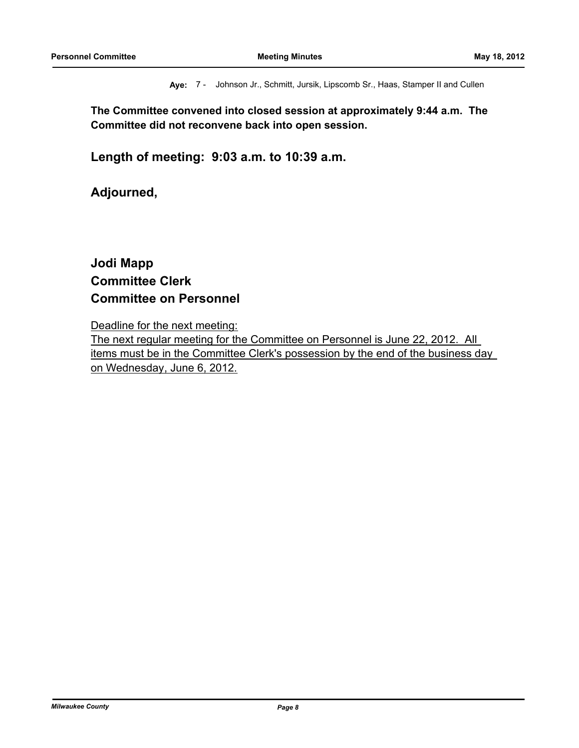**Aye:** 7 - Johnson Jr., Schmitt, Jursik, Lipscomb Sr., Haas, Stamper II and Cullen

**The Committee convened into closed session at approximately 9:44 a.m. The Committee did not reconvene back into open session.**

**Length of meeting: 9:03 a.m. to 10:39 a.m.**

**Adjourned,**

**Jodi Mapp**
**Committee Clerk**
**Committee on Personnel**

Deadline for the next meeting:
The next regular meeting for the Committee on Personnel is June 22, 2012. All items must be in the Committee Clerk's possession by the end of the business day on Wednesday, June 6, 2012.